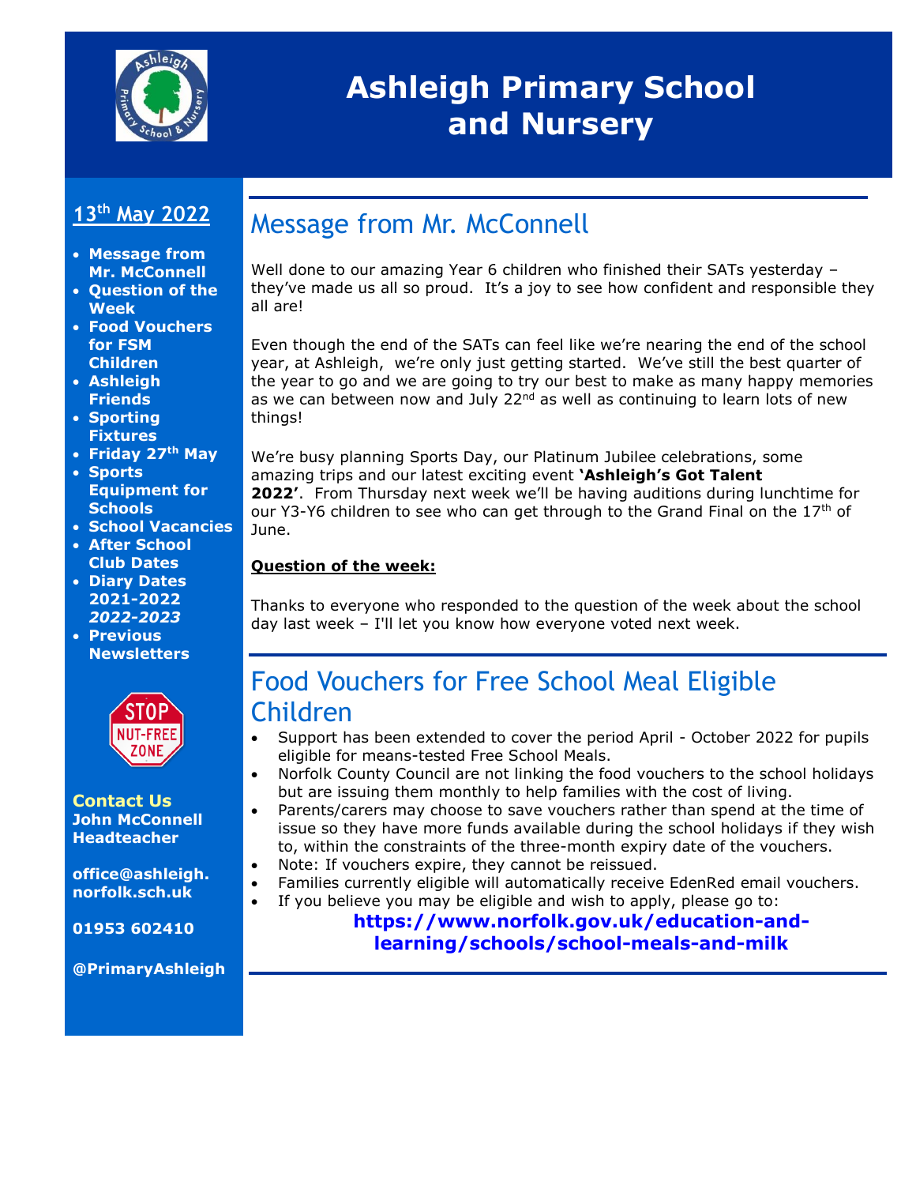# Ashleigh Primary School and Nursery

## 13th May 2022

- **Message from Mr. McConnell**
- **Question of the Week**
- **Food Vouchers for FSM Children**
- **Ashleigh Friends**
- **Sporting Fixtures**
- **Friday 27th May**
- **Sports Equipment for Schools**
- **School Vacancies**
- **After School Club Dates**
- **Diary Dates 2021-2022** ***2022-2023***
- **Previous Newsletters**

STOP NUT-FREE ZONE

**Contact Us**
**John McConnell Headteacher**

**office@ashleigh.norfolk.sch.uk**

**01953 602410**

**@PrimaryAshleigh**

## Message from Mr. McConnell

Well done to our amazing Year 6 children who finished their SATs yesterday – they've made us all so proud. It's a joy to see how confident and responsible they all are!

Even though the end of the SATs can feel like we're nearing the end of the school year, at Ashleigh, we're only just getting started. We've still the best quarter of the year to go and we are going to try our best to make as many happy memories as we can between now and July 22nd as well as continuing to learn lots of new things!

We're busy planning Sports Day, our Platinum Jubilee celebrations, some amazing trips and our latest exciting event **'Ashleigh's Got Talent 2022'**. From Thursday next week we'll be having auditions during lunchtime for our Y3-Y6 children to see who can get through to the Grand Final on the 17th of June.

**Question of the week:**

Thanks to everyone who responded to the question of the week about the school day last week – I'll let you know how everyone voted next week.

## Food Vouchers for Free School Meal Eligible Children

- Support has been extended to cover the period April - October 2022 for pupils eligible for means-tested Free School Meals.
- Norfolk County Council are not linking the food vouchers to the school holidays but are issuing them monthly to help families with the cost of living.
- Parents/carers may choose to save vouchers rather than spend at the time of issue so they have more funds available during the school holidays if they wish to, within the constraints of the three-month expiry date of the vouchers.
- Note: If vouchers expire, they cannot be reissued.
- Families currently eligible will automatically receive EdenRed email vouchers.
- If you believe you may be eligible and wish to apply, please go to:

**https://www.norfolk.gov.uk/education-and-learning/schools/school-meals-and-milk**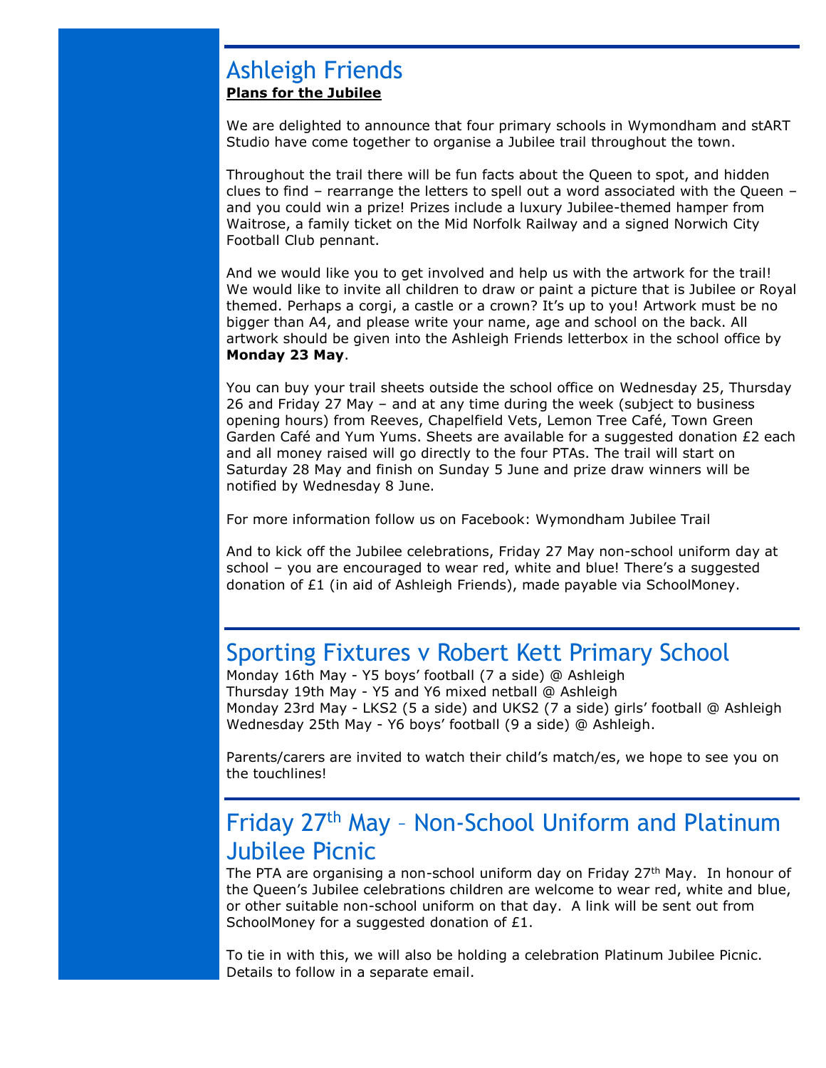## Ashleigh Friends

**Plans for the Jubilee**

We are delighted to announce that four primary schools in Wymondham and stART Studio have come together to organise a Jubilee trail throughout the town.

Throughout the trail there will be fun facts about the Queen to spot, and hidden clues to find – rearrange the letters to spell out a word associated with the Queen – and you could win a prize! Prizes include a luxury Jubilee-themed hamper from Waitrose, a family ticket on the Mid Norfolk Railway and a signed Norwich City Football Club pennant.

And we would like you to get involved and help us with the artwork for the trail! We would like to invite all children to draw or paint a picture that is Jubilee or Royal themed. Perhaps a corgi, a castle or a crown? It's up to you! Artwork must be no bigger than A4, and please write your name, age and school on the back. All artwork should be given into the Ashleigh Friends letterbox in the school office by **Monday 23 May**.

You can buy your trail sheets outside the school office on Wednesday 25, Thursday 26 and Friday 27 May – and at any time during the week (subject to business opening hours) from Reeves, Chapelfield Vets, Lemon Tree Café, Town Green Garden Café and Yum Yums. Sheets are available for a suggested donation £2 each and all money raised will go directly to the four PTAs. The trail will start on Saturday 28 May and finish on Sunday 5 June and prize draw winners will be notified by Wednesday 8 June.

For more information follow us on Facebook: Wymondham Jubilee Trail

And to kick off the Jubilee celebrations, Friday 27 May non-school uniform day at school – you are encouraged to wear red, white and blue! There's a suggested donation of £1 (in aid of Ashleigh Friends), made payable via SchoolMoney.

## Sporting Fixtures v Robert Kett Primary School

Monday 16th May - Y5 boys' football (7 a side) @ Ashleigh
Thursday 19th May - Y5 and Y6 mixed netball @ Ashleigh
Monday 23rd May - LKS2 (5 a side) and UKS2 (7 a side) girls' football @ Ashleigh
Wednesday 25th May - Y6 boys' football (9 a side) @ Ashleigh.

Parents/carers are invited to watch their child's match/es, we hope to see you on the touchlines!

## Friday 27th May – Non-School Uniform and Platinum Jubilee Picnic

The PTA are organising a non-school uniform day on Friday 27th May. In honour of the Queen's Jubilee celebrations children are welcome to wear red, white and blue, or other suitable non-school uniform on that day. A link will be sent out from SchoolMoney for a suggested donation of £1.

To tie in with this, we will also be holding a celebration Platinum Jubilee Picnic. Details to follow in a separate email.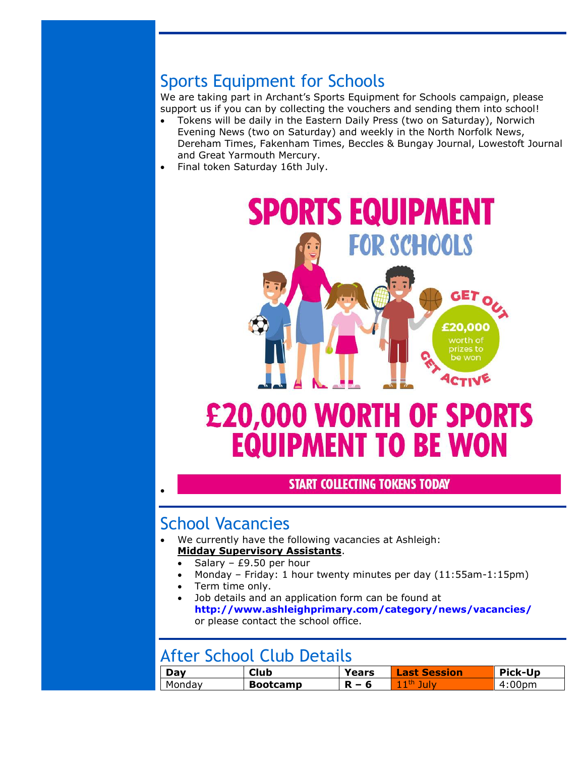## Sports Equipment for Schools

We are taking part in Archant's Sports Equipment for Schools campaign, please support us if you can by collecting the vouchers and sending them into school!

- Tokens will be daily in the Eastern Daily Press (two on Saturday), Norwich Evening News (two on Saturday) and weekly in the North Norfolk News, Dereham Times, Fakenham Times, Beccles & Bungay Journal, Lowestoft Journal and Great Yarmouth Mercury.
- Final token Saturday 16th July.

SPORTS EQUIPMENT FOR SCHOOLS

GET OUT GET ACTIVE — £20,000 worth of prizes to be won

£20,000 WORTH OF SPORTS EQUIPMENT TO BE WON

START COLLECTING TOKENS TODAY

## School Vacancies

- We currently have the following vacancies at Ashleigh:
  **Midday Supervisory Assistants**.
  - Salary – £9.50 per hour
  - Monday – Friday: 1 hour twenty minutes per day (11:55am-1:15pm)
  - Term time only.
  - Job details and an application form can be found at **http://www.ashleighprimary.com/category/news/vacancies/** or please contact the school office.

## After School Club Details

| Day | Club | Years | Last Session | Pick-Up |
|---|---|---|---|---|
| Monday | **Bootcamp** | **R – 6** | 11th July | 4:00pm |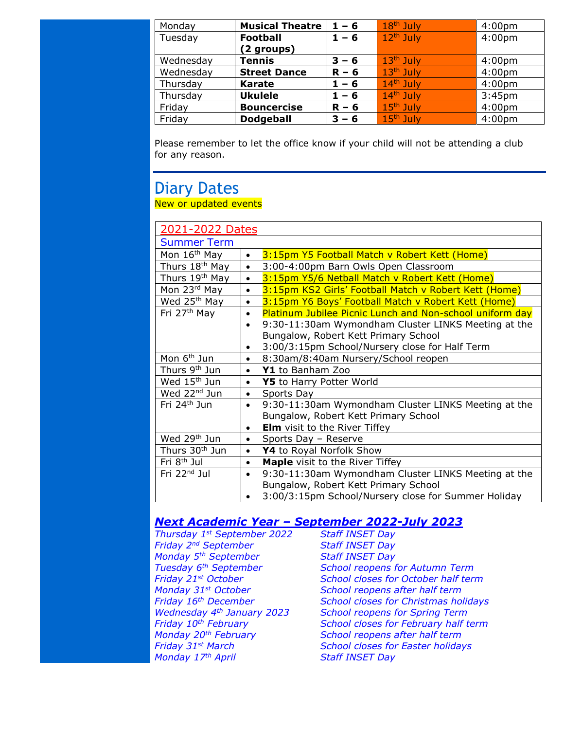| Monday | **Musical Theatre** | **1 – 6** | 18th July | 4:00pm |
|---|---|---|---|---|
| Tuesday | **Football (2 groups)** | **1 – 6** | 12th July | 4:00pm |
| Wednesday | **Tennis** | **3 – 6** | 13th July | 4:00pm |
| Wednesday | **Street Dance** | **R – 6** | 13th July | 4:00pm |
| Thursday | **Karate** | **1 – 6** | 14th July | 4:00pm |
| Thursday | **Ukulele** | **1 – 6** | 14th July | 3:45pm |
| Friday | **Bouncercise** | **R – 6** | 15th July | 4:00pm |
| Friday | **Dodgeball** | **3 – 6** | 15th July | 4:00pm |

Please remember to let the office know if your child will not be attending a club for any reason.

## Diary Dates

New or updated events

| 2021-2022 Dates | |
|---|---|
| **Summer Term** | |
| Mon 16th May | • 3:15pm Y5 Football Match v Robert Kett (Home) |
| Thurs 18th May | • 3:00-4:00pm Barn Owls Open Classroom |
| Thurs 19th May | • 3:15pm Y5/6 Netball Match v Robert Kett (Home) |
| Mon 23rd May | • 3:15pm KS2 Girls' Football Match v Robert Kett (Home) |
| Wed 25th May | • 3:15pm Y6 Boys' Football Match v Robert Kett (Home) |
| Fri 27th May | • Platinum Jubilee Picnic Lunch and Non-school uniform day<br>• 9:30-11:30am Wymondham Cluster LINKS Meeting at the Bungalow, Robert Kett Primary School<br>• 3:00/3:15pm School/Nursery close for Half Term |
| Mon 6th Jun | • 8:30am/8:40am Nursery/School reopen |
| Thurs 9th Jun | • **Y1** to Banham Zoo |
| Wed 15th Jun | • **Y5** to Harry Potter World |
| Wed 22nd Jun | • Sports Day |
| Fri 24th Jun | • 9:30-11:30am Wymondham Cluster LINKS Meeting at the Bungalow, Robert Kett Primary School<br>• **Elm** visit to the River Tiffey |
| Wed 29th Jun | • Sports Day – Reserve |
| Thurs 30th Jun | • **Y4** to Royal Norfolk Show |
| Fri 8th Jul | • **Maple** visit to the River Tiffey |
| Fri 22nd Jul | • 9:30-11:30am Wymondham Cluster LINKS Meeting at the Bungalow, Robert Kett Primary School<br>• 3:00/3:15pm School/Nursery close for Summer Holiday |

### *Next Academic Year – September 2022-July 2023*

| | |
|---|---|
| *Thursday 1st September 2022* | *Staff INSET Day* |
| *Friday 2nd September* | *Staff INSET Day* |
| *Monday 5th September* | *Staff INSET Day* |
| *Tuesday 6th September* | *School reopens for Autumn Term* |
| *Friday 21st October* | *School closes for October half term* |
| *Monday 31st October* | *School reopens after half term* |
| *Friday 16th December* | *School closes for Christmas holidays* |
| *Wednesday 4th January 2023* | *School reopens for Spring Term* |
| *Friday 10th February* | *School closes for February half term* |
| *Monday 20th February* | *School reopens after half term* |
| *Friday 31st March* | *School closes for Easter holidays* |
| *Monday 17th April* | *Staff INSET Day* |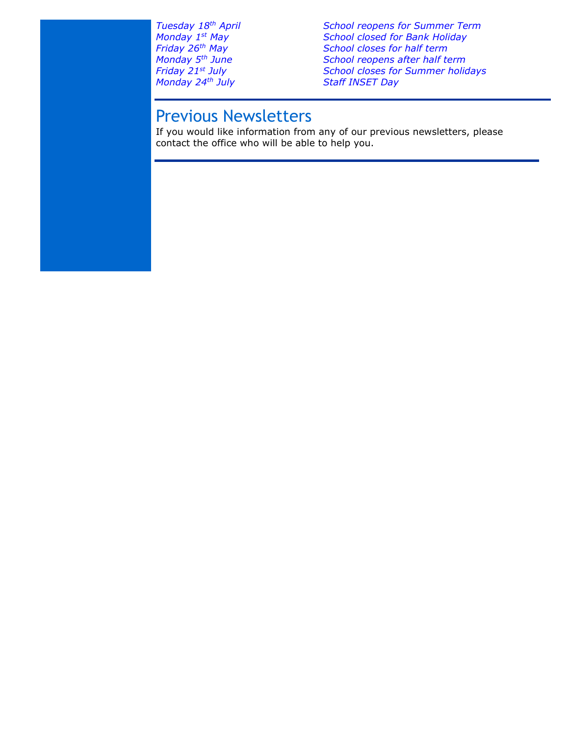| | |
|---|---|
| *Tuesday 18th April* | *School reopens for Summer Term* |
| *Monday 1st May* | *School closed for Bank Holiday* |
| *Friday 26th May* | *School closes for half term* |
| *Monday 5th June* | *School reopens after half term* |
| *Friday 21st July* | *School closes for Summer holidays* |
| *Monday 24th July* | *Staff INSET Day* |

## Previous Newsletters

If you would like information from any of our previous newsletters, please contact the office who will be able to help you.